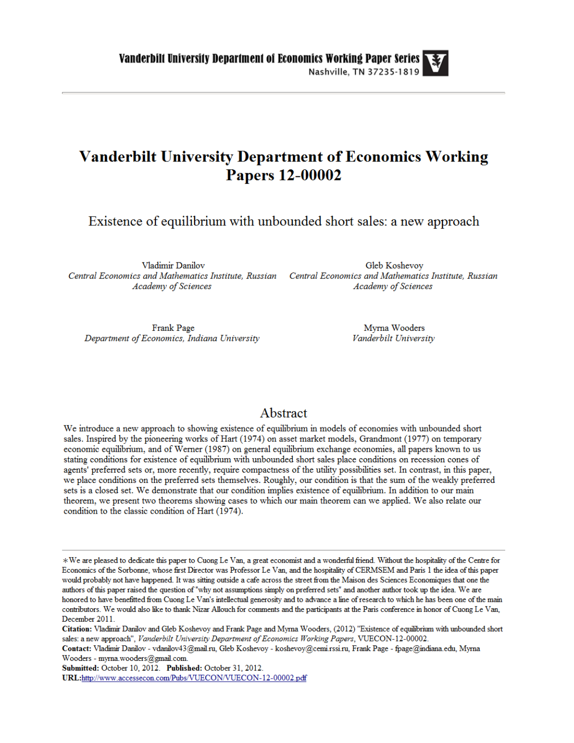# Vanderbilt University Department of Economics Working Papers 12-00002

## Existence of equilibrium with unbounded short sales: a new approach

Vladimir Danilov
*Central Economics and Mathematics Institute, Russian Academy of Sciences*

Gleb Koshevoy
*Central Economics and Mathematics Institute, Russian Academy of Sciences*

Frank Page
*Department of Economics, Indiana University*

Myrna Wooders
*Vanderbilt University*

## Abstract

We introduce a new approach to showing existence of equilibrium in models of economies with unbounded short sales. Inspired by the pioneering works of Hart (1974) on asset market models, Grandmont (1977) on temporary economic equilibrium, and of Werner (1987) on general equilibrium exchange economies, all papers known to us stating conditions for existence of equilibrium with unbounded short sales place conditions on recession cones of agents' preferred sets or, more recently, require compactness of the utility possibilities set. In contrast, in this paper, we place conditions on the preferred sets themselves. Roughly, our condition is that the sum of the weakly preferred sets is a closed set. We demonstrate that our condition implies existence of equilibrium. In addition to our main theorem, we present two theorems showing cases to which our main theorem can we applied. We also relate our condition to the classic condition of Hart (1974).

---

*We are pleased to dedicate this paper to Cuong Le Van, a great economist and a wonderful friend. Without the hospitality of the Centre for Economics of the Sorbonne, whose first Director was Professor Le Van, and the hospitality of CERMSEM and Paris 1 the idea of this paper would probably not have happened. It was sitting outside a cafe across the street from the Maison des Sciences Economiques that one the authors of this paper raised the question of "why not assumptions simply on preferred sets" and another author took up the idea. We are honored to have benefitted from Cuong Le Van's intellectual generosity and to advance a line of research to which he has been one of the main contributors. We would also like to thank Nizar Allouch for comments and the participants at the Paris conference in honor of Cuong Le Van, December 2011.

**Citation:** Vladimir Danilov and Gleb Koshevoy and Frank Page and Myrna Wooders, (2012) "Existence of equilibrium with unbounded short sales: a new approach", *Vanderbilt University Department of Economics Working Papers*, VUECON-12-00002.

**Contact:** Vladimir Danilov - vdanilov43@mail.ru, Gleb Koshevoy - koshevoy@cemi.rssi.ru, Frank Page - fpage@indiana.edu, Myrna Wooders - myrna.wooders@gmail.com.

**Submitted:** October 10, 2012. **Published:** October 31, 2012.

**URL:** http://www.accessecon.com/Pubs/VUECON/VUECON-12-00002.pdf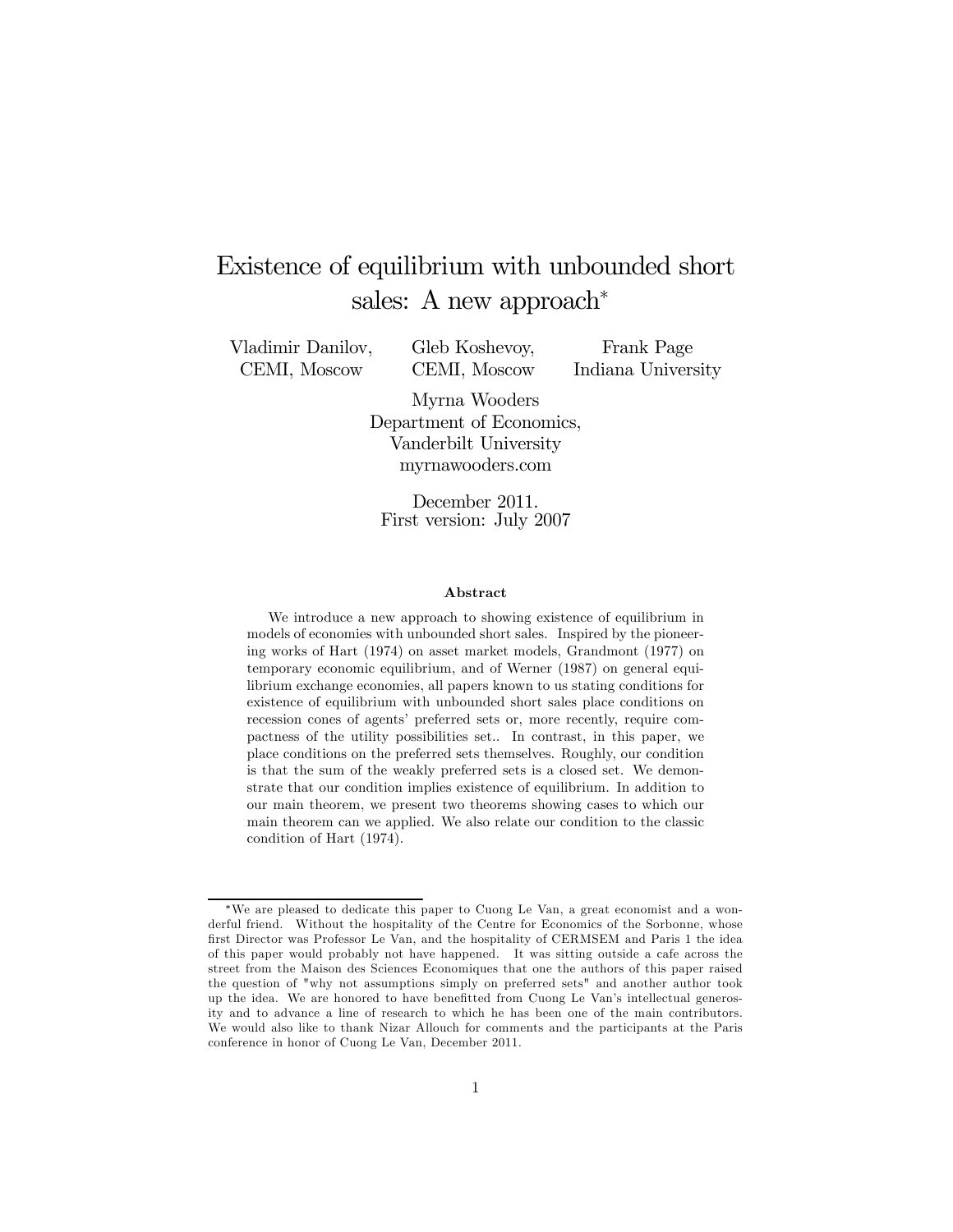# Existence of equilibrium with unbounded short sales: A new approach*

Vladimir Danilov, CEMI, Moscow

Gleb Koshevoy, CEMI, Moscow

Frank Page, Indiana University

Myrna Wooders, Department of Economics, Vanderbilt University, myrnawooders.com

December 2011.
First version: July 2007

### Abstract

We introduce a new approach to showing existence of equilibrium in models of economies with unbounded short sales. Inspired by the pioneering works of Hart (1974) on asset market models, Grandmont (1977) on temporary economic equilibrium, and of Werner (1987) on general equilibrium exchange economies, all papers known to us stating conditions for existence of equilibrium with unbounded short sales place conditions on recession cones of agents' preferred sets or, more recently, require compactness of the utility possibilities set.. In contrast, in this paper, we place conditions on the preferred sets themselves. Roughly, our condition is that the sum of the weakly preferred sets is a closed set. We demonstrate that our condition implies existence of equilibrium. In addition to our main theorem, we present two theorems showing cases to which our main theorem can we applied. We also relate our condition to the classic condition of Hart (1974).

---

*We are pleased to dedicate this paper to Cuong Le Van, a great economist and a wonderful friend. Without the hospitality of the Centre for Economics of the Sorbonne, whose first Director was Professor Le Van, and the hospitality of CERMSEM and Paris 1 the idea of this paper would probably not have happened. It was sitting outside a cafe across the street from the Maison des Sciences Economiques that one the authors of this paper raised the question of "why not assumptions simply on preferred sets" and another author took up the idea. We are honored to have benefitted from Cuong Le Van's intellectual generosity and to advance a line of research to which he has been one of the main contributors. We would also like to thank Nizar Allouch for comments and the participants at the Paris conference in honor of Cuong Le Van, December 2011.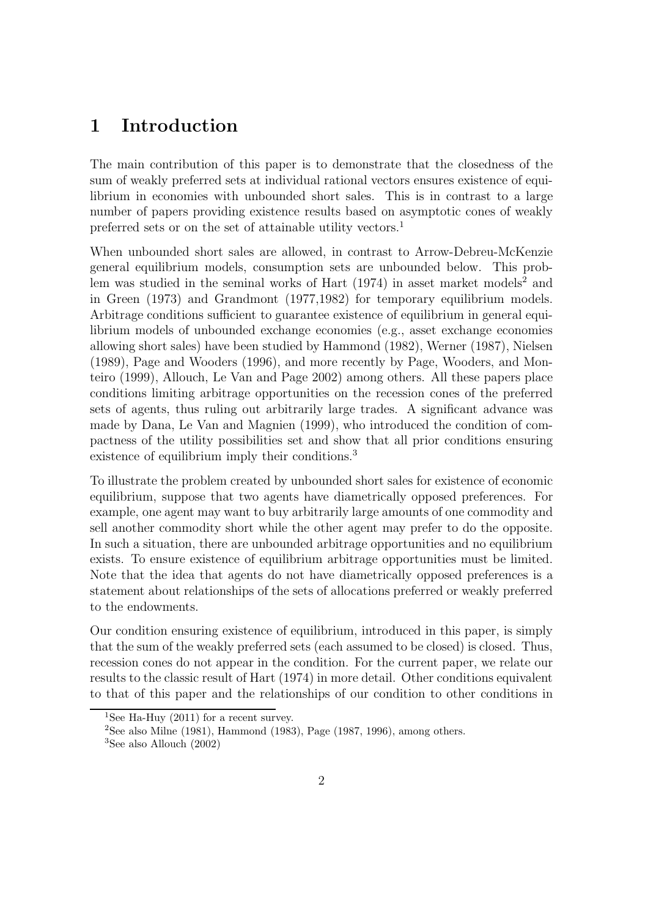# 1 Introduction

The main contribution of this paper is to demonstrate that the closedness of the sum of weakly preferred sets at individual rational vectors ensures existence of equilibrium in economies with unbounded short sales. This is in contrast to a large number of papers providing existence results based on asymptotic cones of weakly preferred sets or on the set of attainable utility vectors.[1]

When unbounded short sales are allowed, in contrast to Arrow-Debreu-McKenzie general equilibrium models, consumption sets are unbounded below. This problem was studied in the seminal works of Hart (1974) in asset market models[2] and in Green (1973) and Grandmont (1977,1982) for temporary equilibrium models. Arbitrage conditions sufficient to guarantee existence of equilibrium in general equilibrium models of unbounded exchange economies (e.g., asset exchange economies allowing short sales) have been studied by Hammond (1982), Werner (1987), Nielsen (1989), Page and Wooders (1996), and more recently by Page, Wooders, and Monteiro (1999), Allouch, Le Van and Page 2002) among others. All these papers place conditions limiting arbitrage opportunities on the recession cones of the preferred sets of agents, thus ruling out arbitrarily large trades. A significant advance was made by Dana, Le Van and Magnien (1999), who introduced the condition of compactness of the utility possibilities set and show that all prior conditions ensuring existence of equilibrium imply their conditions.[3]

To illustrate the problem created by unbounded short sales for existence of economic equilibrium, suppose that two agents have diametrically opposed preferences. For example, one agent may want to buy arbitrarily large amounts of one commodity and sell another commodity short while the other agent may prefer to do the opposite. In such a situation, there are unbounded arbitrage opportunities and no equilibrium exists. To ensure existence of equilibrium arbitrage opportunities must be limited. Note that the idea that agents do not have diametrically opposed preferences is a statement about relationships of the sets of allocations preferred or weakly preferred to the endowments.

Our condition ensuring existence of equilibrium, introduced in this paper, is simply that the sum of the weakly preferred sets (each assumed to be closed) is closed. Thus, recession cones do not appear in the condition. For the current paper, we relate our results to the classic result of Hart (1974) in more detail. Other conditions equivalent to that of this paper and the relationships of our condition to other conditions in

[1] See Ha-Huy (2011) for a recent survey.

[2] See also Milne (1981), Hammond (1983), Page (1987, 1996), among others.

[3] See also Allouch (2002)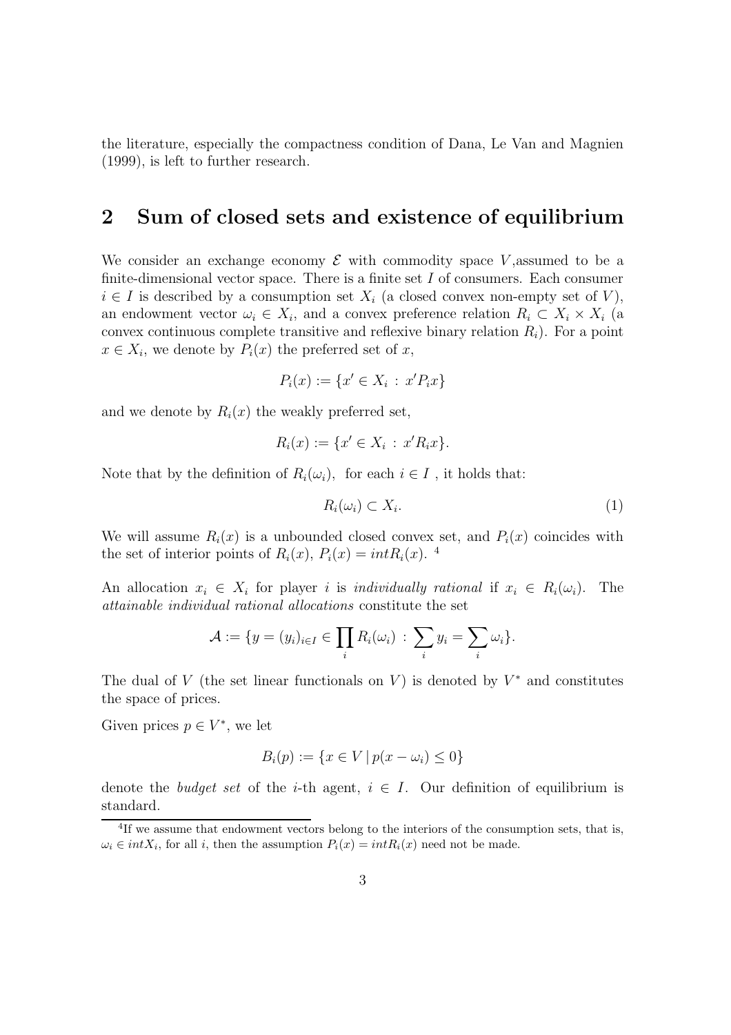the literature, especially the compactness condition of Dana, Le Van and Magnien (1999), is left to further research.

## 2 Sum of closed sets and existence of equilibrium

We consider an exchange economy $\mathcal{E}$ with commodity space $V$,assumed to be a finite-dimensional vector space. There is a finite set $I$ of consumers. Each consumer $i \in I$ is described by a consumption set $X_i$ (a closed convex non-empty set of $V$), an endowment vector $\omega_i \in X_i$, and a convex preference relation $R_i \subset X_i \times X_i$ (a convex continuous complete transitive and reflexive binary relation $R_i$). For a point $x \in X_i$, we denote by $P_i(x)$ the preferred set of $x$,

$$P_i(x) := \{x' \in X_i \,:\, x' P_i x\}$$

and we denote by $R_i(x)$ the weakly preferred set,

$$R_i(x) := \{x' \in X_i \,:\, x' R_i x\}.$$

Note that by the definition of $R_i(\omega_i)$, for each $i \in I$ , it holds that:

$$R_i(\omega_i) \subset X_i. \tag{1}$$

We will assume $R_i(x)$ is a unbounded closed convex set, and $P_i(x)$ coincides with the set of interior points of $R_i(x)$, $P_i(x) = intR_i(x)$. [4]

An allocation $x_i \in X_i$ for player $i$ is *individually rational* if $x_i \in R_i(\omega_i)$. The *attainable individual rational allocations* constitute the set

$$\mathcal{A} := \{y = (y_i)_{i \in I} \in \prod_i R_i(\omega_i) \,:\, \sum_i y_i = \sum_i \omega_i\}.$$

The dual of $V$ (the set linear functionals on $V$) is denoted by $V^*$ and constitutes the space of prices.

Given prices $p \in V^*$, we let

$$B_i(p) := \{x \in V \,|\, p(x - \omega_i) \leq 0\}$$

denote the *budget set* of the $i$-th agent, $i \in I$. Our definition of equilibrium is standard.

[4] If we assume that endowment vectors belong to the interiors of the consumption sets, that is, $\omega_i \in intX_i$, for all $i$, then the assumption $P_i(x) = intR_i(x)$ need not be made.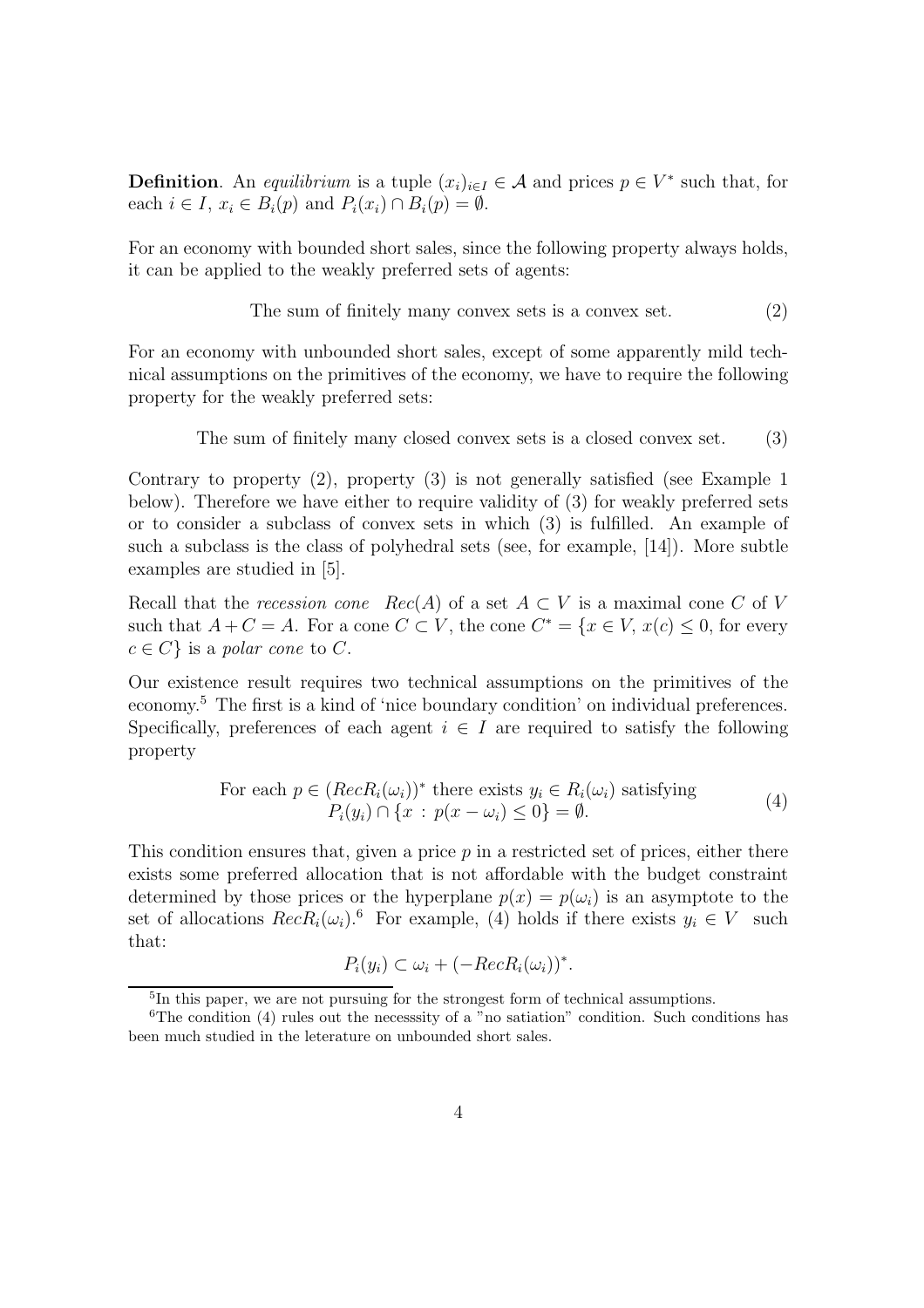**Definition**. An *equilibrium* is a tuple $(x_i)_{i \in I} \in \mathcal{A}$ and prices $p \in V^*$ such that, for each $i \in I$, $x_i \in B_i(p)$ and $P_i(x_i) \cap B_i(p) = \emptyset$.

For an economy with bounded short sales, since the following property always holds, it can be applied to the weakly preferred sets of agents:

$$\text{The sum of finitely many convex sets is a convex set.} \tag{2}$$

For an economy with unbounded short sales, except of some apparently mild technical assumptions on the primitives of the economy, we have to require the following property for the weakly preferred sets:

$$\text{The sum of finitely many closed convex sets is a closed convex set.} \tag{3}$$

Contrary to property (2), property (3) is not generally satisfied (see Example 1 below). Therefore we have either to require validity of (3) for weakly preferred sets or to consider a subclass of convex sets in which (3) is fulfilled. An example of such a subclass is the class of polyhedral sets (see, for example, [14]). More subtle examples are studied in [5].

Recall that the *recession cone* $Rec(A)$ of a set $A \subset V$ is a maximal cone $C$ of $V$ such that $A + C = A$. For a cone $C \subset V$, the cone $C^* = \{x \in V,\ x(c) \leq 0, \text{ for every } c \in C\}$ is a *polar cone* to $C$.

Our existence result requires two technical assumptions on the primitives of the economy.[5] The first is a kind of 'nice boundary condition' on individual preferences. Specifically, preferences of each agent $i \in I$ are required to satisfy the following property

$$\begin{array}{c} \text{For each } p \in (RecR_i(\omega_i))^* \text{ there exists } y_i \in R_i(\omega_i) \text{ satisfying} \\ P_i(y_i) \cap \{x \,:\, p(x - \omega_i) \leq 0\} = \emptyset. \end{array} \tag{4}$$

This condition ensures that, given a price $p$ in a restricted set of prices, either there exists some preferred allocation that is not affordable with the budget constraint determined by those prices or the hyperplane $p(x) = p(\omega_i)$ is an asymptote to the set of allocations $RecR_i(\omega_i)$.[6] For example, (4) holds if there exists $y_i \in V$ such that:

$$P_i(y_i) \subset \omega_i + (-RecR_i(\omega_i))^*.$$

[5] In this paper, we are not pursuing for the strongest form of technical assumptions.

[6] The condition (4) rules out the necesssity of a "no satiation" condition. Such conditions has been much studied in the leterature on unbounded short sales.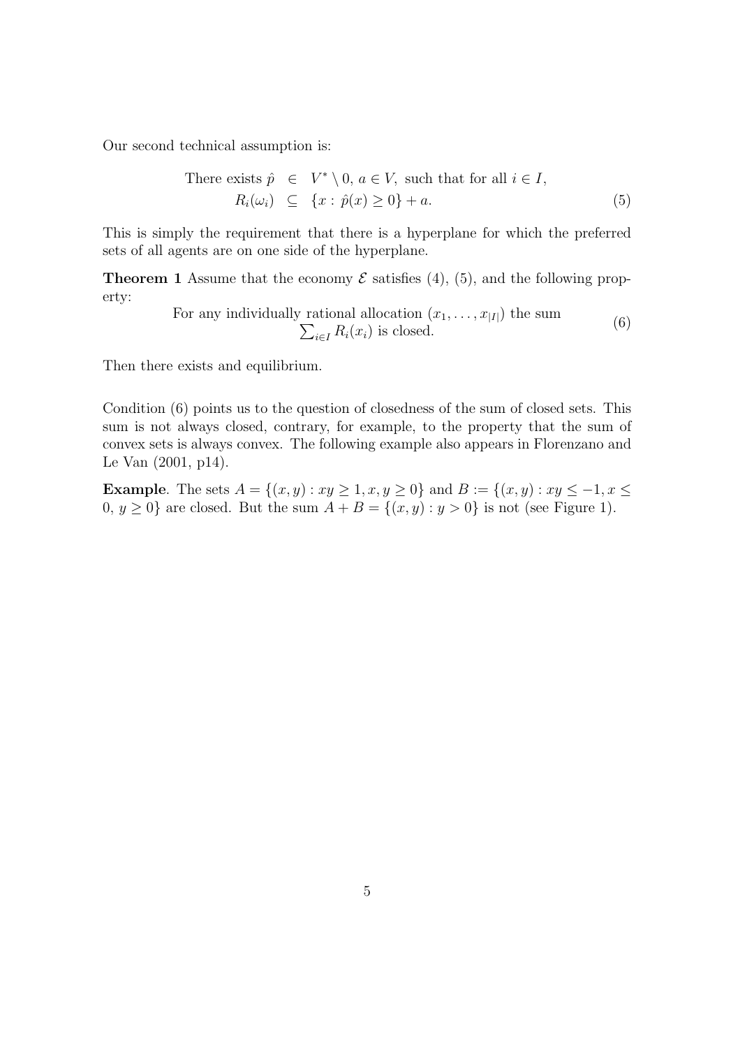Our second technical assumption is:

$$
\begin{aligned}
\text{There exists } \hat{p} \ &\in\ V^* \setminus 0,\ a \in V, \text{ such that for all } i \in I, \\
R_i(\omega_i) \ &\subseteq\ \{x : \hat{p}(x) \geq 0\} + a.
\end{aligned} \tag{5}
$$

This is simply the requirement that there is a hyperplane for which the preferred sets of all agents are on one side of the hyperplane.

**Theorem 1** Assume that the economy $\mathcal{E}$ satisfies (4), (5), and the following property:

$$
\begin{aligned}
&\text{For any individually rational allocation } (x_1, \ldots, x_{|I|}) \text{ the sum} \\
&\textstyle\sum_{i \in I} R_i(x_i) \text{ is closed.}
\end{aligned} \tag{6}
$$

Then there exists and equilibrium.

Condition (6) points us to the question of closedness of the sum of closed sets. This sum is not always closed, contrary, for example, to the property that the sum of convex sets is always convex. The following example also appears in Florenzano and Le Van (2001, p14).

**Example**. The sets $A = \{(x, y) : xy \geq 1, x, y \geq 0\}$ and $B := \{(x, y) : xy \leq -1, x \leq 0,\ y \geq 0\}$ are closed. But the sum $A + B = \{(x, y) : y > 0\}$ is not (see Figure 1).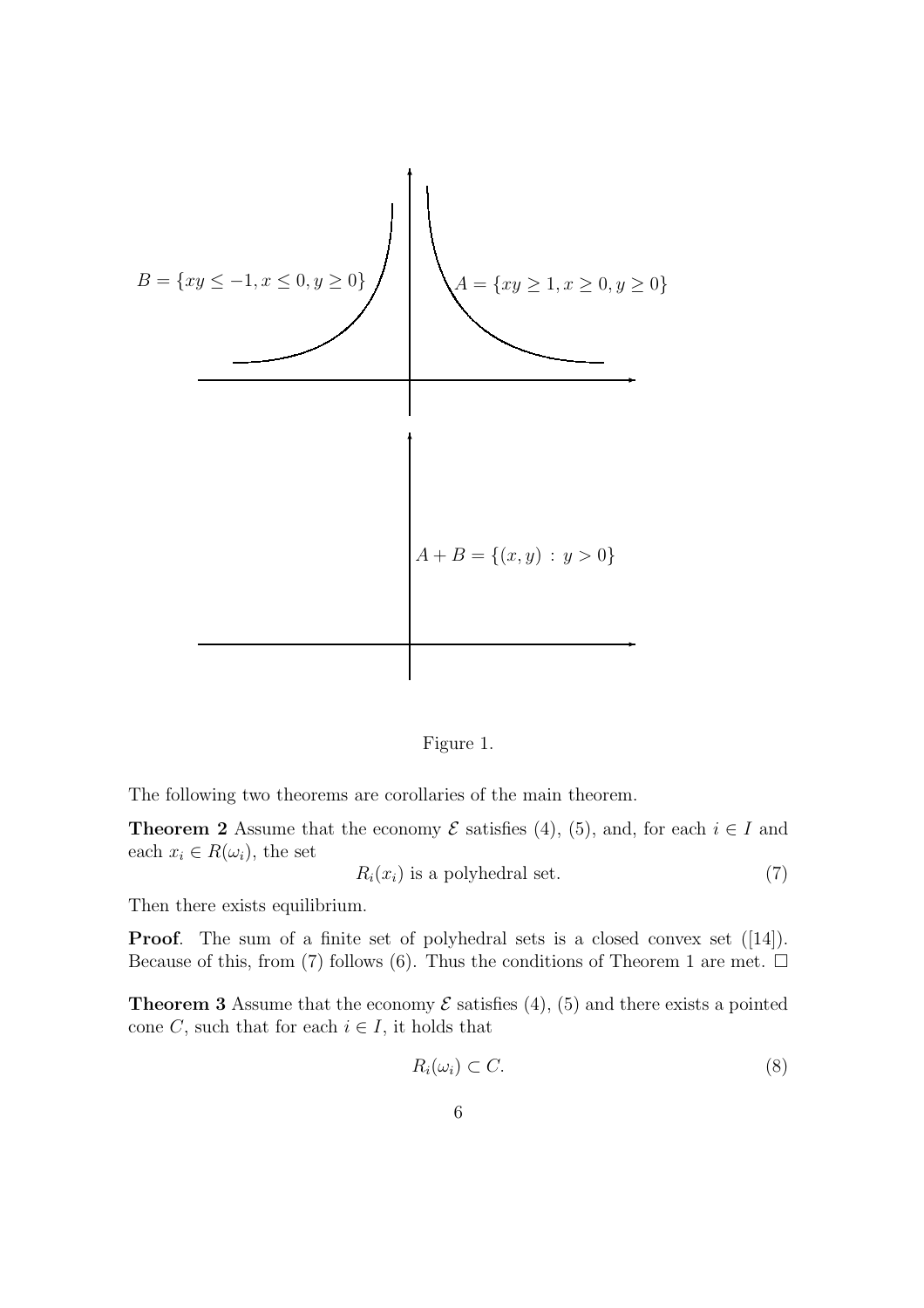$B = \{xy \leq -1, x \leq 0, y \geq 0\}$

$A = \{xy \geq 1, x \geq 0, y \geq 0\}$

$A + B = \{(x, y) \, : \, y > 0\}$

Figure 1.

The following two theorems are corollaries of the main theorem.

**Theorem 2** Assume that the economy $\mathcal{E}$ satisfies (4), (5), and, for each $i \in I$ and each $x_i \in R(\omega_i)$, the set

$$R_i(x_i) \text{ is a polyhedral set.} \tag{7}$$

Then there exists equilibrium.

**Proof**. The sum of a finite set of polyhedral sets is a closed convex set ([14]). Because of this, from (7) follows (6). Thus the conditions of Theorem 1 are met. $\square$

**Theorem 3** Assume that the economy $\mathcal{E}$ satisfies (4), (5) and there exists a pointed cone $C$, such that for each $i \in I$, it holds that

$$R_i(\omega_i) \subset C. \tag{8}$$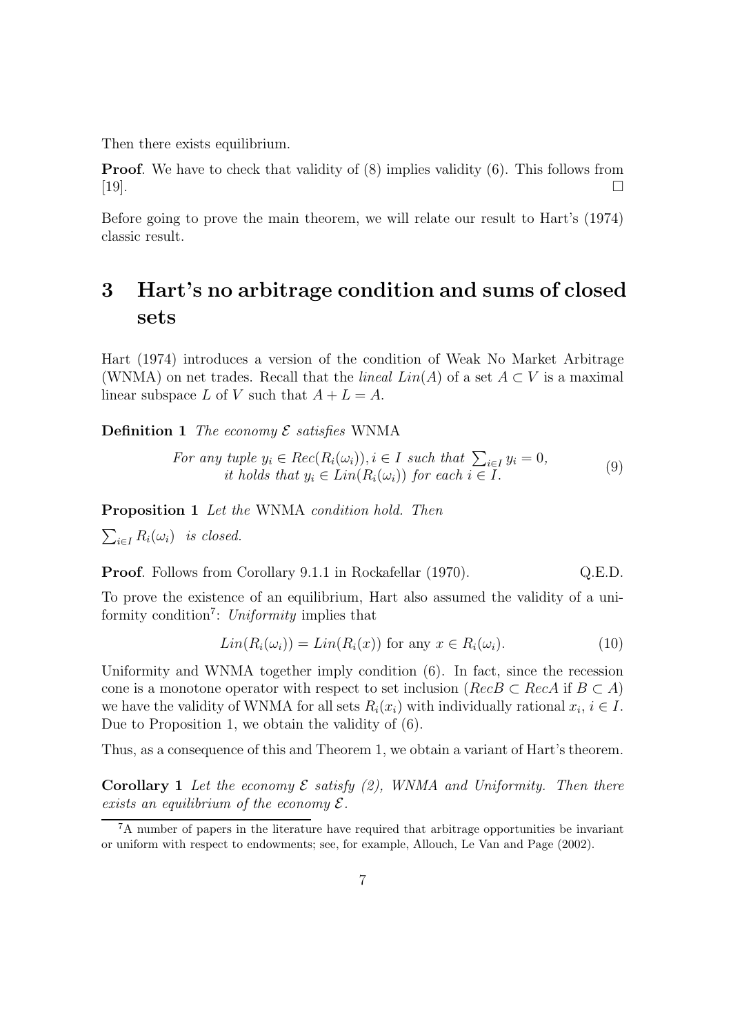Then there exists equilibrium.

**Proof**. We have to check that validity of (8) implies validity (6). This follows from [19]. □

Before going to prove the main theorem, we will relate our result to Hart's (1974) classic result.

# 3 Hart's no arbitrage condition and sums of closed sets

Hart (1974) introduces a version of the condition of Weak No Market Arbitrage (WNMA) on net trades. Recall that the *lineal* $Lin(A)$ of a set $A \subset V$ is a maximal linear subspace $L$ of $V$ such that $A + L = A$.

**Definition 1** *The economy $\mathcal{E}$ satisfies* WNMA

$$\begin{array}{c} \textit{For any tuple } y_i \in Rec(R_i(\omega_i)), i \in I \textit{ such that } \sum_{i \in I} y_i = 0, \\ \textit{it holds that } y_i \in Lin(R_i(\omega_i)) \textit{ for each } i \in I. \end{array} \tag{9}$$

**Proposition 1** *Let the* WNMA *condition hold. Then*

$\sum_{i \in I} R_i(\omega_i)$ *is closed.*

**Proof**. Follows from Corollary 9.1.1 in Rockafellar (1970). Q.E.D.

To prove the existence of an equilibrium, Hart also assumed the validity of a uniformity condition[7]: *Uniformity* implies that

$$Lin(R_i(\omega_i)) = Lin(R_i(x)) \text{ for any } x \in R_i(\omega_i). \tag{10}$$

Uniformity and WNMA together imply condition (6). In fact, since the recession cone is a monotone operator with respect to set inclusion ($RecB \subset RecA$ if $B \subset A$) we have the validity of WNMA for all sets $R_i(x_i)$ with individually rational $x_i$, $i \in I$. Due to Proposition 1, we obtain the validity of (6).

Thus, as a consequence of this and Theorem 1, we obtain a variant of Hart's theorem.

**Corollary 1** *Let the economy $\mathcal{E}$ satisfy (2), WNMA and Uniformity. Then there exists an equilibrium of the economy $\mathcal{E}$.*

[7] A number of papers in the literature have required that arbitrage opportunities be invariant or uniform with respect to endowments; see, for example, Allouch, Le Van and Page (2002).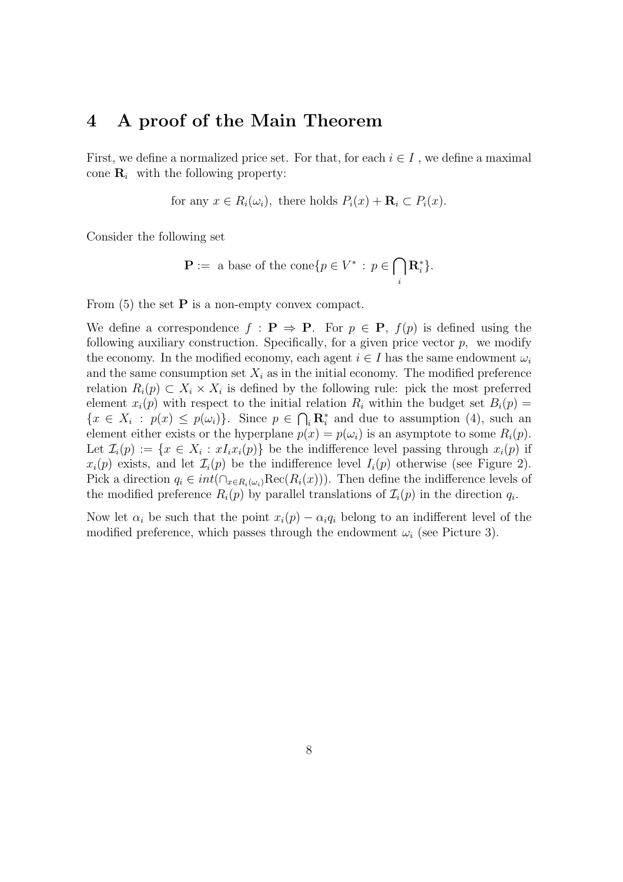## 4 A proof of the Main Theorem

First, we define a normalized price set. For that, for each $i \in I$ , we define a maximal cone $\mathbf{R}_i$ with the following property:

$$\text{for any } x \in R_i(\omega_i), \text{ there holds } P_i(x) + \mathbf{R}_i \subset P_i(x).$$

Consider the following set

$$\mathbf{P} := \text{ a base of the cone}\{p \in V^* \,:\, p \in \bigcap_i \mathbf{R}_i^*\}.$$

From (5) the set $\mathbf{P}$ is a non-empty convex compact.

We define a correspondence $f : \mathbf{P} \Rightarrow \mathbf{P}$. For $p \in \mathbf{P}$, $f(p)$ is defined using the following auxiliary construction. Specifically, for a given price vector $p$, we modify the economy. In the modified economy, each agent $i \in I$ has the same endowment $\omega_i$ and the same consumption set $X_i$ as in the initial economy. The modified preference relation $R_i(p) \subset X_i \times X_i$ is defined by the following rule: pick the most preferred element $x_i(p)$ with respect to the initial relation $R_i$ within the budget set $B_i(p) = \{x \in X_i \,:\, p(x) \leq p(\omega_i)\}$. Since $p \in \bigcap_i \mathbf{R}_i^*$ and due to assumption (4), such an element either exists or the hyperplane $p(x) = p(\omega_i)$ is an asymptote to some $R_i(p)$. Let $\mathcal{I}_i(p) := \{x \in X_i \,:\, xI_ix_i(p)\}$ be the indifference level passing through $x_i(p)$ if $x_i(p)$ exists, and let $\mathcal{I}_i(p)$ be the indifference level $I_i(p)$ otherwise (see Figure 2). Pick a direction $q_i \in int(\cap_{x \in R_i(\omega_i)} \text{Rec}(R_i(x)))$. Then define the indifference levels of the modified preference $R_i(p)$ by parallel translations of $\mathcal{I}_i(p)$ in the direction $q_i$.

Now let $\alpha_i$ be such that the point $x_i(p) - \alpha_i q_i$ belong to an indifferent level of the modified preference, which passes through the endowment $\omega_i$ (see Picture 3).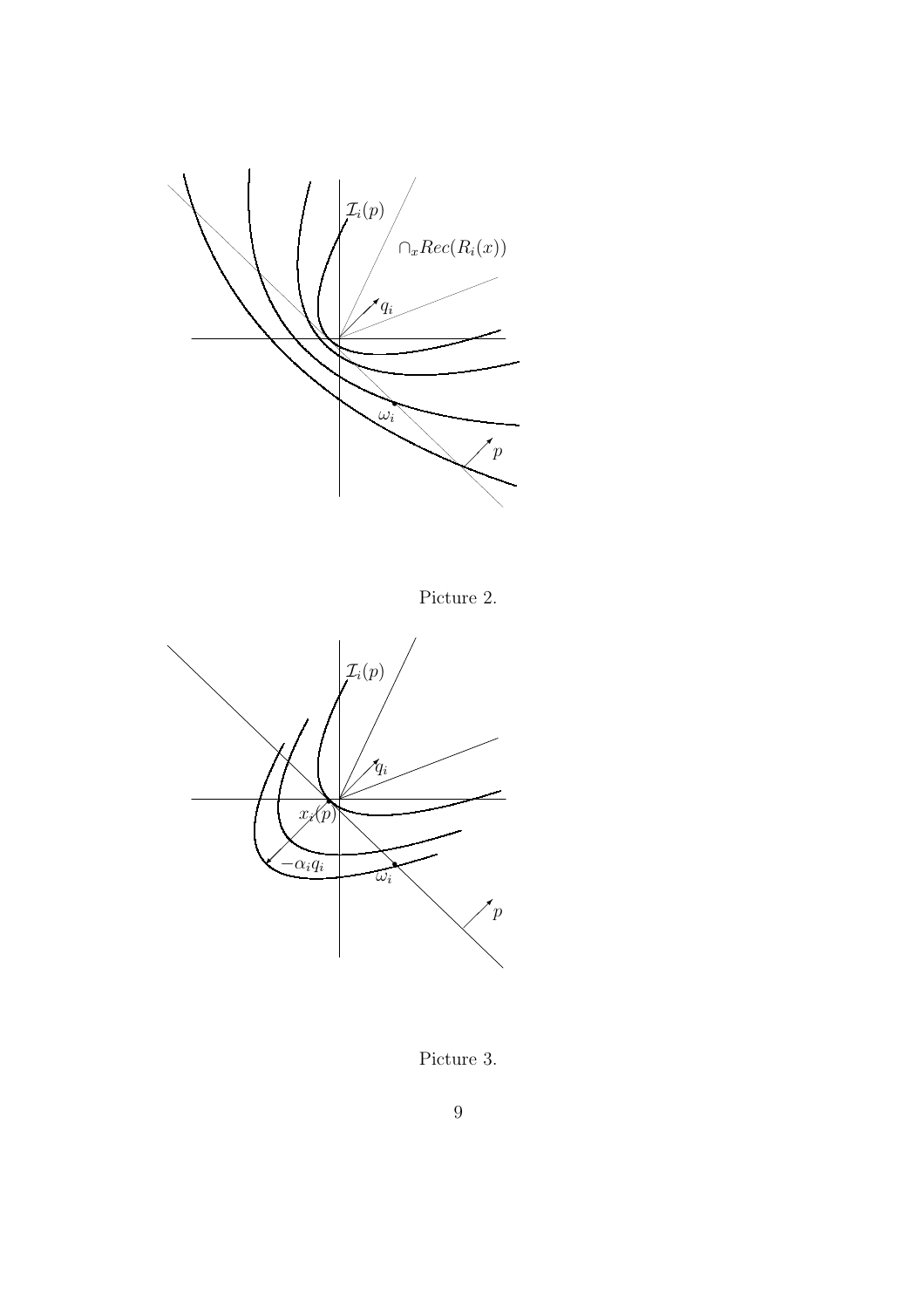Picture 2.

Picture 3.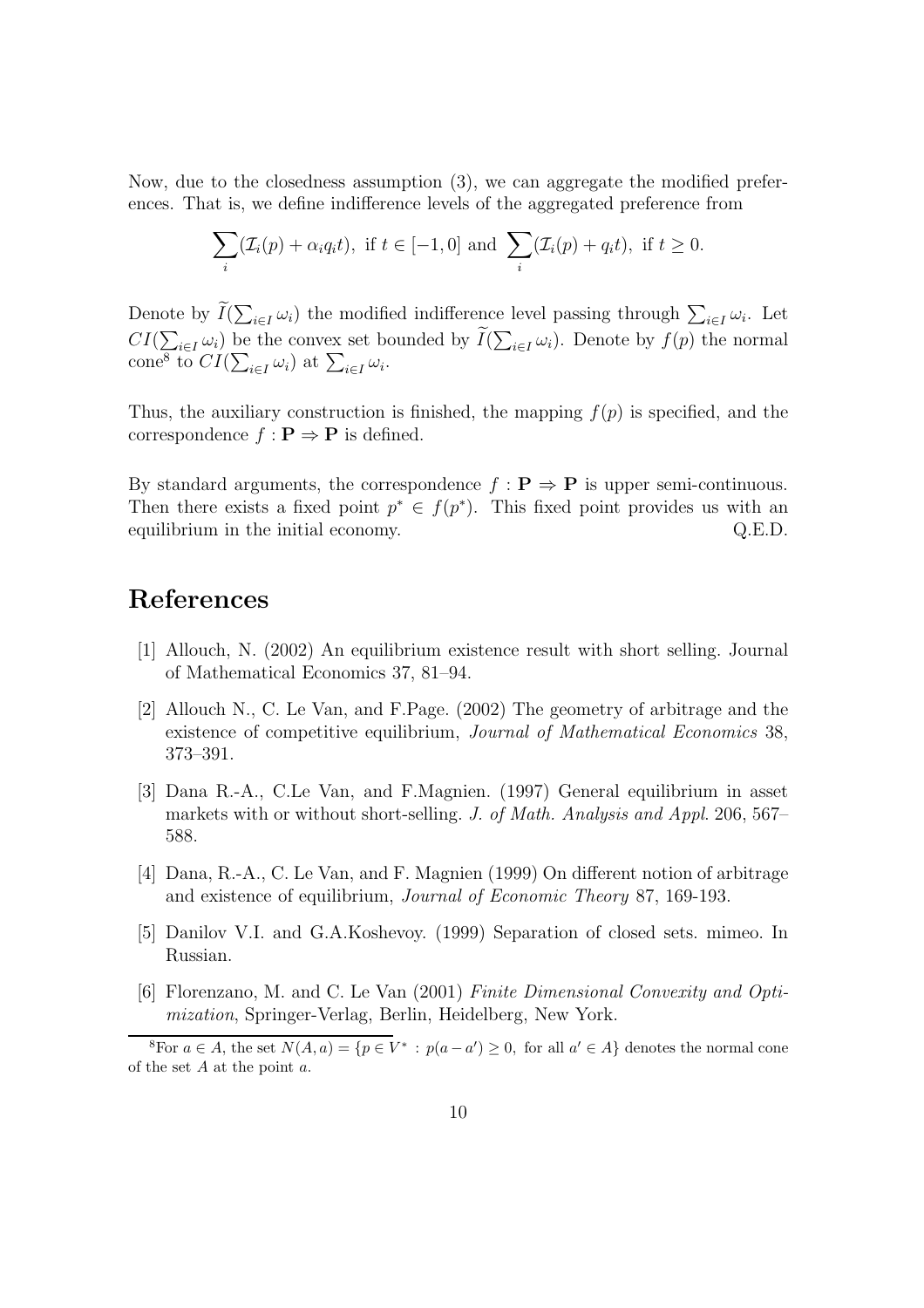Now, due to the closedness assumption (3), we can aggregate the modified preferences. That is, we define indifference levels of the aggregated preference from

$$\sum_i (\mathcal{I}_i(p) + \alpha_i q_i t), \text{ if } t \in [-1, 0] \text{ and } \sum_i (\mathcal{I}_i(p) + q_i t), \text{ if } t \geq 0.$$

Denote by $\widetilde{I}(\sum_{i \in I} \omega_i)$ the modified indifference level passing through $\sum_{i \in I} \omega_i$. Let $CI(\sum_{i \in I} \omega_i)$ be the convex set bounded by $\widetilde{I}(\sum_{i \in I} \omega_i)$. Denote by $f(p)$ the normal cone[8] to $CI(\sum_{i \in I} \omega_i)$ at $\sum_{i \in I} \omega_i$.

Thus, the auxiliary construction is finished, the mapping $f(p)$ is specified, and the correspondence $f : \mathbf{P} \Rightarrow \mathbf{P}$ is defined.

By standard arguments, the correspondence $f : \mathbf{P} \Rightarrow \mathbf{P}$ is upper semi-continuous. Then there exists a fixed point $p^* \in f(p^*)$. This fixed point provides us with an equilibrium in the initial economy. Q.E.D.

# References

[1] Allouch, N. (2002) An equilibrium existence result with short selling. Journal of Mathematical Economics 37, 81–94.

[2] Allouch N., C. Le Van, and F.Page. (2002) The geometry of arbitrage and the existence of competitive equilibrium, *Journal of Mathematical Economics* 38, 373–391.

[3] Dana R.-A., C.Le Van, and F.Magnien. (1997) General equilibrium in asset markets with or without short-selling. *J. of Math. Analysis and Appl.* 206, 567–588.

[4] Dana, R.-A., C. Le Van, and F. Magnien (1999) On different notion of arbitrage and existence of equilibrium, *Journal of Economic Theory* 87, 169-193.

[5] Danilov V.I. and G.A.Koshevoy. (1999) Separation of closed sets. mimeo. In Russian.

[6] Florenzano, M. and C. Le Van (2001) *Finite Dimensional Convexity and Optimization*, Springer-Verlag, Berlin, Heidelberg, New York.

[8] For $a \in A$, the set $N(A, a) = \{p \in V^* : p(a - a') \geq 0, \text{ for all } a' \in A\}$ denotes the normal cone of the set $A$ at the point $a$.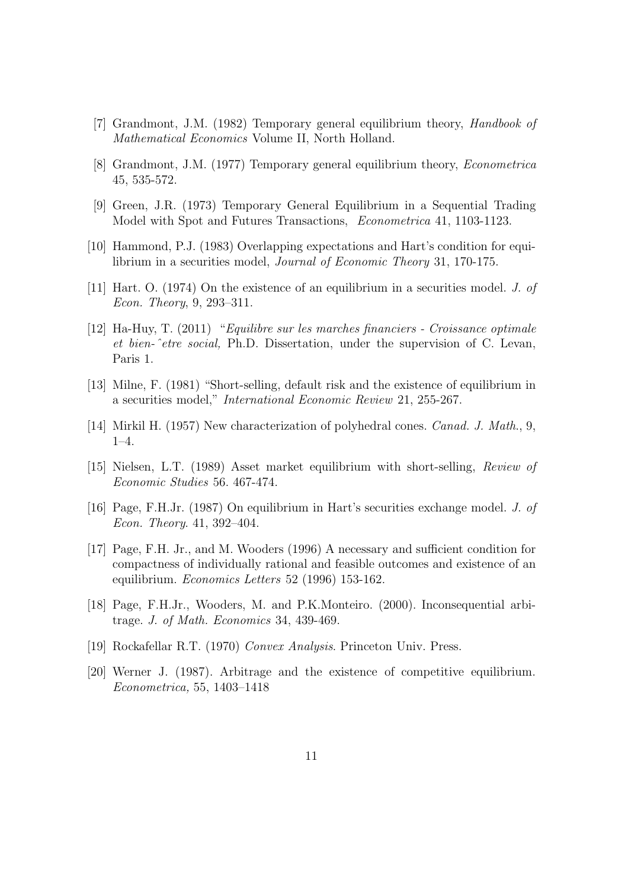[7] Grandmont, J.M. (1982) Temporary general equilibrium theory, *Handbook of Mathematical Economics* Volume II, North Holland.

[8] Grandmont, J.M. (1977) Temporary general equilibrium theory, *Econometrica* 45, 535-572.

[9] Green, J.R. (1973) Temporary General Equilibrium in a Sequential Trading Model with Spot and Futures Transactions, *Econometrica* 41, 1103-1123.

[10] Hammond, P.J. (1983) Overlapping expectations and Hart's condition for equilibrium in a securities model, *Journal of Economic Theory* 31, 170-175.

[11] Hart. O. (1974) On the existence of an equilibrium in a securities model. *J. of Econ. Theory*, 9, 293–311.

[12] Ha-Huy, T. (2011) "*Equilibre sur les marches financiers - Croissance optimale et bien-ˆetre social,* Ph.D. Dissertation, under the supervision of C. Levan, Paris 1.

[13] Milne, F. (1981) "Short-selling, default risk and the existence of equilibrium in a securities model," *International Economic Review* 21, 255-267.

[14] Mirkil H. (1957) New characterization of polyhedral cones. *Canad. J. Math.*, 9, 1–4.

[15] Nielsen, L.T. (1989) Asset market equilibrium with short-selling, *Review of Economic Studies* 56. 467-474.

[16] Page, F.H.Jr. (1987) On equilibrium in Hart's securities exchange model. *J. of Econ. Theory*. 41, 392–404.

[17] Page, F.H. Jr., and M. Wooders (1996) A necessary and sufficient condition for compactness of individually rational and feasible outcomes and existence of an equilibrium. *Economics Letters* 52 (1996) 153-162.

[18] Page, F.H.Jr., Wooders, M. and P.K.Monteiro. (2000). Inconsequential arbitrage. *J. of Math. Economics* 34, 439-469.

[19] Rockafellar R.T. (1970) *Convex Analysis*. Princeton Univ. Press.

[20] Werner J. (1987). Arbitrage and the existence of competitive equilibrium. *Econometrica,* 55, 1403–1418